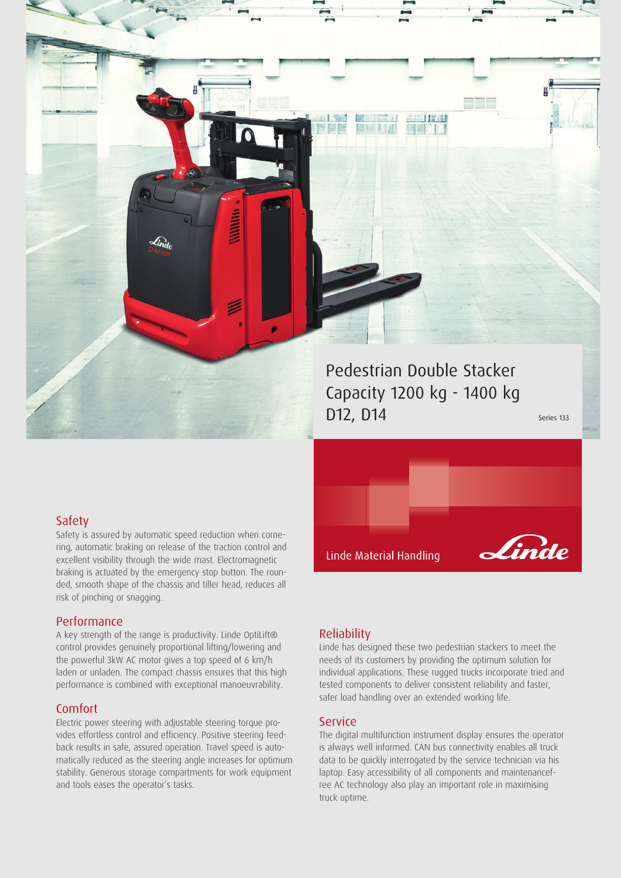# Pedestrian Double Stacker Capacity 1200 kg - 1400 kg D12, D14

Series 133

Linde Material Handling

## Safety

Safety is assured by automatic speed reduction when cornering, automatic braking on release of the traction control and excellent visibility through the wide mast. Electromagnetic braking is actuated by the emergency stop button. The rounded, smooth shape of the chassis and tiller head, reduces all risk of pinching or snagging.

## Performance

A key strength of the range is productivity. Linde OptiLift® control provides genuinely proportional lifting/lowering and the powerful 3kW AC motor gives a top speed of 6 km/h laden or unladen. The compact chassis ensures that this high performance is combined with exceptional manoeuvrability.

## Comfort

Electric power steering with adjustable steering torque provides effortless control and efficiency. Positive steering feedback results in safe, assured operation. Travel speed is automatically reduced as the steering angle increases for optimum stability. Generous storage compartments for work equipment and tools eases the operator's tasks.

## Reliability

Linde has designed these two pedestrian stackers to meet the needs of its customers by providing the optimum solution for individual applications. These rugged trucks incorporate tried and tested components to deliver consistent reliability and faster, safer load handling over an extended working life.

## Service

The digital multifunction instrument display ensures the operator is always well informed. CAN bus connectivity enables all truck data to be quickly interrogated by the service technician via his laptop. Easy accessibility of all components and maintenancefree AC technology also play an important role in maximising truck uptime.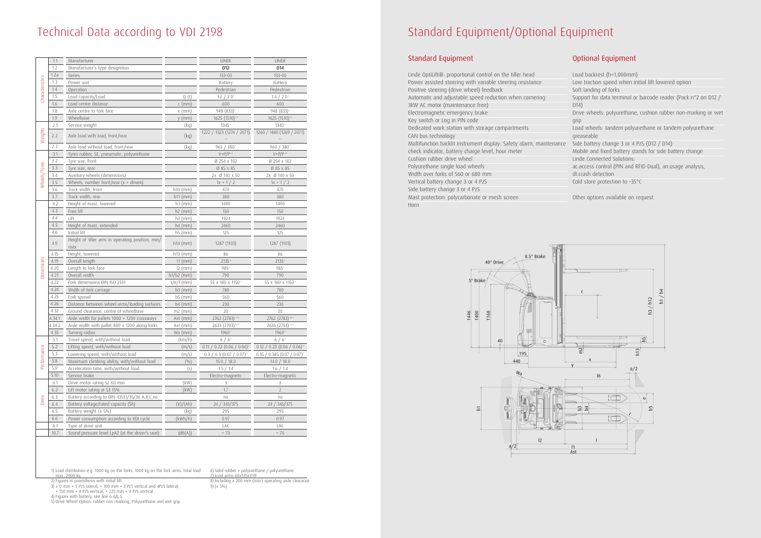# Technical Data according to VDI 2198

| | | | | | |
|---|---|---|---|---|---|
| Characteristics | 1.1 | Manufacturer | | LINDE | LINDE |
| | 1.2 | Manufacturer's type designition | | D12 | D14 |
| | 1.2a | Series | | 133-00 | 133-00 |
| | 1.3 | Power unit | | Battery | Battery |
| | 1.4 | Operation | | Pedestrian | Pedestrian |
| | 1.5 | Load capacity/Load | Q (t) | 1.2 / 2.0[1] | 1.4 / 2.0[1] |
| | 1.6 | Load centre distance | c (mm) | 600 | 600 |
| | 1.8 | Axle centre to fork face | x (mm) | 948 (833)[2] | 948 (833)[2] |
| | 1.9 | Wheelbase | y (mm) | 1625 (1510)[3][4] | 1625 (1510)[3][4] |
| Weights | 2.1 | Service weight | (kg) | 1345[4] | 1340[4] |
| | 2.2 | Axle load with load, front/rear | (kg) | 1222 / 1323 (1274 / 2071)[2][4] | 1260 / 1480 (1269 / 2071)[2][4] |
| | 2.3 | Axle load without load, front/rear | (kg) | 965 / 380[4] | 960 / 380[4] |
| Wheels/Tyres | 3.1 | Tyres rubber, SE, pneumatic, polyurethane | | V+P/P[5][6] | V+P/P[5][6] |
| | 3.2 | Tyre size, front | | Ø 254 x 102 | Ø 254 x 102 |
| | 3.3 | Tyre size, rear | | Ø 85 x 85 | Ø 85 x 85 |
| | 3.4 | Auxiliary wheels (dimensions) | | 2x Ø 140 x 50 | 2x Ø 140 x 50 |
| | 3.5 | Wheels, number front/rear (x = driven) | | 1x + 1 / 2 | 1x + 1 / 2 |
| | 3.6 | Track width, front | b10 (mm) | 470 | 470 |
| | 3.7 | Track width, rear | b11 (mm) | 380 | 380 |
| Dimensions | 4.2 | Height of mast, lowered | h1 (mm) | 1490 | 1490 |
| | 4.3 | Free lift | h2 (mm) | 150 | 150 |
| | 4.4 | Lift | h3 (mm) | 1924 | 1924 |
| | 4.5 | Height of mast, extended | h4 (mm) | 2460 | 2460 |
| | 4.6 | Initial lift | h5 (mm) | 125 | 125 |
| | 4.9 | Height of tiller arm in operating position, min/max | h14 (mm) | 1287 (1103) | 1287 (1103) |
| | 4.15 | Height, lowered | h13 (mm) | 86 | 86 |
| | 4.19 | Overall length | l1 (mm) | 2135[3] | 2135[3] |
| | 4.20 | Length to fork face | l2 (mm) | 985[3] | 985[3] |
| | 4.21 | Overall width | b1/b2 (mm) | 790 | 790 |
| | 4.22 | Fork dimensions DIN ISO 2331 | s/e/l (mm) | 55 x 180 x 1150[7] | 55 x 180 x 1150[7] |
| | 4.24 | Width of fork carriage | b3 (mm) | 780 | 780 |
| | 4.25 | Fork spread | b5 (mm) | 560 | 560 |
| | 4.26 | Distance between wheel arms/loading surfaces | b4 (mm) | 230 | 230 |
| | 4.32 | Ground clearance, centre of wheelbase | m2 (mm) | 20 | 20 |
| | 4.34.1 | Aisle width for pallets 1000 × 1200 crossways | Ast (mm) | 2762 (2783)[2][3][8] | 2762 (2783)[2][3][8] |
| | 4.34.2 | Aisle width with pallet 800 x 1200 along forks | Ast (mm) | 2633 (2703)[2][3][8] | 2633 (2703)[2][3][8] |
| | 4.35 | Turning radius | Wa (mm) | 1960[3] | 1960[3] |
| Performance | 5.1 | Travel speed, with/without load | (km/h) | 6 / 6[9] | 6 / 6[9] |
| | 5.2 | Lifting speed, with/without load | (m/s) | 0.11 / 0.22 (0.06 / 0.06)[9] | 0.12 / 0.23 (0.06 / 0.06)[9] |
| | 5.3 | Lowering speed, with/without load | (m/s) | 0.3 / 0.3 (0.07 / 0.07)[9] | 0.35 / 0.385 (0.07 / 0.07)[9] |
| | 5.8 | Maximum climbing ability, with/without load | (%) | 15.0 / 18.0 | 14.0 / 18.0 |
| | 5.9 | Acceleration time, with/without load | (s) | 1.5 / 1.4 | 1.6 / 1.4 |
| | 5.10 | Service brake | | Electro-magnetic | Electro-magnetic |
| Drive | 6.1 | Drive motor rating S2 60 min | (kW) | 3 | 3 |
| | 6.2 | Lift motor rating at S3 15% | (kW) | 1.7 | 2 |
| | 6.3 | Battery according to DIN 43531/35/36 A,B,C,no | | no | no |
| | 6.4 | Battery voltage/rated capacity (5h) | (V)/(Ah) | 24 / 345/375 | 24 / 345/375 |
| | 6.5 | Battery weight (± 5%) | (kg) | 295 | 295 |
| | 6.6 | Power consumption according to VDI cycle | (kWh/h) | 0.97 | 0.97 |
| | 8.1 | Type of drive unit | | LAC | LAC |
| | 10.7 | Sound pressure level LpAZ (at the driver's seat) | (dB(A)) | < 70 | < 70 |

1) Load distribution e.g. 1000 kg on the forks, 1000 kg on the fork arms. Total load max. 2000 kg.
2) Figures in parenthesis with initial lift
3) ± 0 mm = 3 PzS lateral; + 100 mm = 3 PzS vertical and 4PzS lateral; + 150 mm = 4 PzS vertical; + 225 mm = 4 PzS vertical
4) Figures with battery, see line 6.4/6.5
5) Drive Wheel Option: rubber non marking, Polyurethane and wet grip
6) Solid rubber + polyurethane / polyurethane
7) Load arms 60x125x1119
8) Including a 200 mm (min.) operating aisle clearance.
9) (± 5%)

# Standard Equipment/Optional Equipment

## Standard Equipment

- Linde OptiLift®: proportional control on the tiller head
- Power assisted steering with variable steering resistance
- Positive steering (drive wheel) feedback
- Automatic and adjustable speed reduction when cornering
- 3kW AC motor (maintenance free)
- Electromagnetic emergency brake
- Key switch or Log in PIN code
- Dedicated work station with storage compartments
- CAN bus technology
- Multifunction backlit instrument display: Safety alarm, maintenance check indicator, battery charge level, hour meter
- Cushion rubber drive wheel
- Polyurethane single load wheels
- Width over forks of 560 or 680 mm
- Vertical battery change 3 or 4 PzS
- Side battery change 3 or 4 PzS
- Mast protection: polycarbonate or mesh screen
- Horn

## Optional Equipment

- Load backrest (h=1,000mm)
- Low traction speed when initial lift lowered option
- Soft landing of forks
- Support for data terminal or barcode reader (Pack n°2 on D12 / D14)
- Drive wheels: polyurethane, cushion rubber non-marking or wet grip
- Load wheels: tandem polyurethane or tandem polyurethane greaseable
- Side battery change 3 or 4 PzS (D12 / D14)
- Mobile and fixed battery stands for side battery change
- Linde Connected Solutions: ac:access control (PIN and RFID Dual), an:usage analysis, dt:crash detection
- Cold store protection to -35°C

Other options available on request.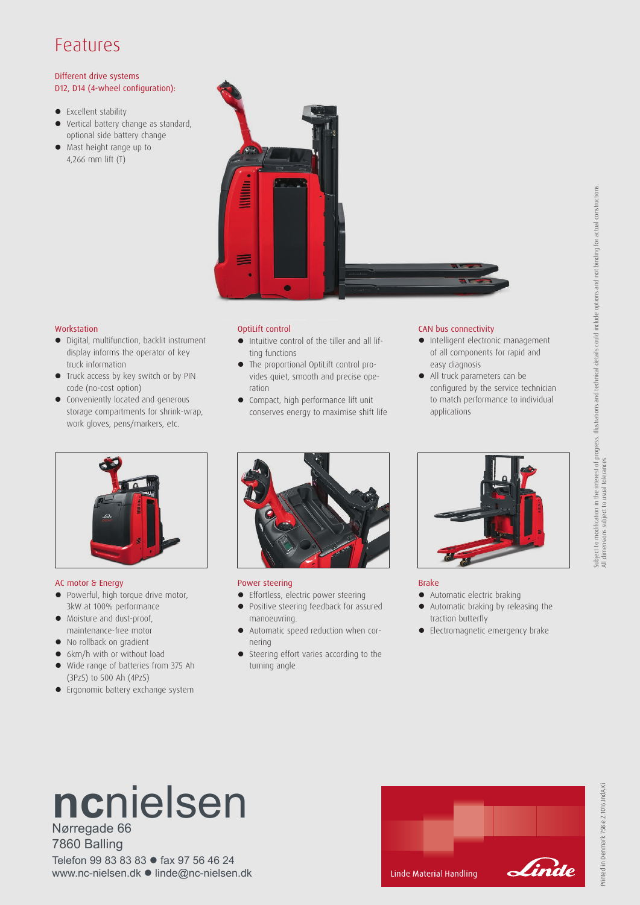# Features

### Different drive systems
### D12, D14 (4-wheel configuration):

- Excellent stability
- Vertical battery change as standard, optional side battery change
- Mast height range up to 4,266 mm lift (T)

### Workstation

- Digital, multifunction, backlit instrument display informs the operator of key truck information
- Truck access by key switch or by PIN code (no-cost option)
- Conveniently located and generous storage compartments for shrink-wrap, work gloves, pens/markers, etc.

### OptiLift control

- Intuitive control of the tiller and all lifting functions
- The proportional OptiLift control provides quiet, smooth and precise operation
- Compact, high performance lift unit conserves energy to maximise shift life

### CAN bus connectivity

- Intelligent electronic management of all components for rapid and easy diagnosis
- All truck parameters can be configured by the service technician to match performance to individual applications

### AC motor & Energy

- Powerful, high torque drive motor, 3kW at 100% performance
- Moisture and dust-proof, maintenance-free motor
- No rollback on gradient
- 6km/h with or without load
- Wide range of batteries from 375 Ah (3PzS) to 500 Ah (4PzS)
- Ergonomic battery exchange system

### Power steering

- Effortless, electric power steering
- Positive steering feedback for assured manoeuvring.
- Automatic speed reduction when cornering
- Steering effort varies according to the turning angle

### Brake

- Automatic electric braking
- Automatic braking by releasing the traction butterfly
- Electromagnetic emergency brake

Subject to modification in the interest of progress. Illustrations and technical details could include options and not binding for actual constructions. All dimensions subject to usual tolerances.

**ncnielsen**
Nørregade 66
7860 Balling
Telefon 99 83 83 83 ● fax 97 56 46 24
www.nc-nielsen.dk ● linde@nc-nielsen.dk

Linde Material Handling

Linde

Printed in Denmark 758 e 2.1016.IndA.Ki